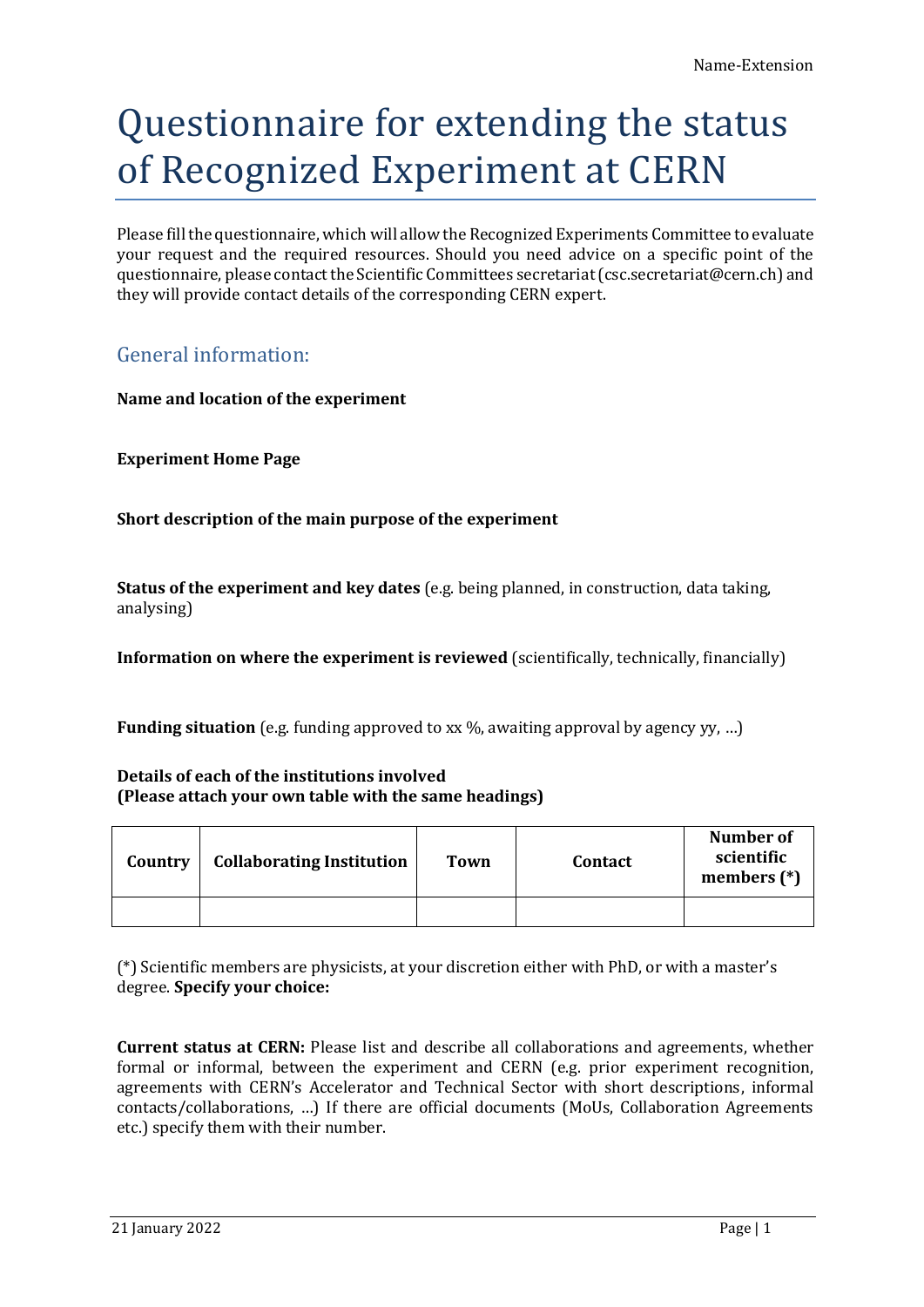# Questionnaire for extending the status of Recognized Experiment at CERN

Please fill the questionnaire, which will allow the Recognized Experiments Committee to evaluate your request and the required resources. Should you need advice on a specific point of the questionnaire, please contact the Scientific Committees secretariat (csc.secretariat@cern.ch) and they will provide contact details of the corresponding CERN expert.

## General information:

**Name and location of the experiment**

**Experiment Home Page**

**Short description of the main purpose of the experiment**

**Status of the experiment and key dates** (e.g. being planned, in construction, data taking, analysing)

**Information on where the experiment is reviewed** (scientifically, technically, financially)

**Funding situation** (e.g. funding approved to xx %, awaiting approval by agency yy, …)

**Details of each of the institutions involved**
**(Please attach your own table with the same headings)**

| Country | Collaborating Institution | Town | Contact | Number of scientific members (*) |
|---|---|---|---|---|
| | | | | |

(*) Scientific members are physicists, at your discretion either with PhD, or with a master's degree. **Specify your choice:**

**Current status at CERN:** Please list and describe all collaborations and agreements, whether formal or informal, between the experiment and CERN (e.g. prior experiment recognition, agreements with CERN's Accelerator and Technical Sector with short descriptions, informal contacts/collaborations, …) If there are official documents (MoUs, Collaboration Agreements etc.) specify them with their number.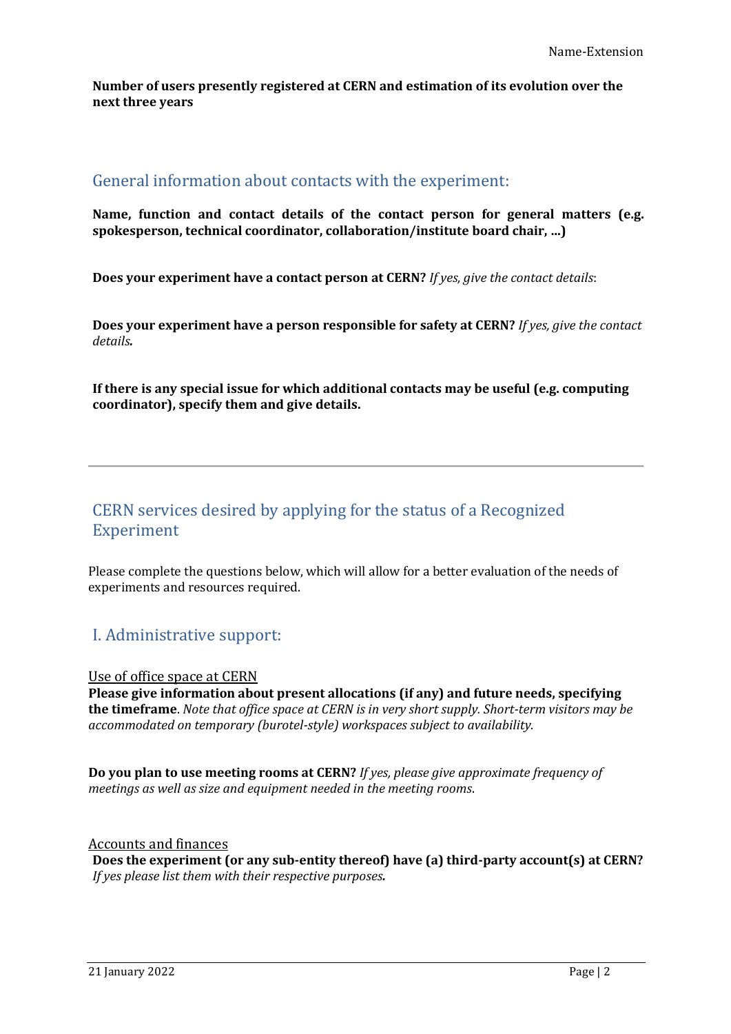**Number of users presently registered at CERN and estimation of its evolution over the next three years**

## General information about contacts with the experiment:

**Name, function and contact details of the contact person for general matters (e.g. spokesperson, technical coordinator, collaboration/institute board chair, ...)**

**Does your experiment have a contact person at CERN?** *If yes, give the contact details*:

**Does your experiment have a person responsible for safety at CERN?** *If yes, give the contact details.*

**If there is any special issue for which additional contacts may be useful (e.g. computing coordinator), specify them and give details.**

---

## CERN services desired by applying for the status of a Recognized Experiment

Please complete the questions below, which will allow for a better evaluation of the needs of experiments and resources required.

## I. Administrative support:

Use of office space at CERN

**Please give information about present allocations (if any) and future needs, specifying the timeframe**. *Note that office space at CERN is in very short supply. Short-term visitors may be accommodated on temporary (burotel-style) workspaces subject to availability.*

**Do you plan to use meeting rooms at CERN?** *If yes, please give approximate frequency of meetings as well as size and equipment needed in the meeting rooms*.

Accounts and finances

**Does the experiment (or any sub-entity thereof) have (a) third-party account(s) at CERN?** *If yes please list them with their respective purposes.*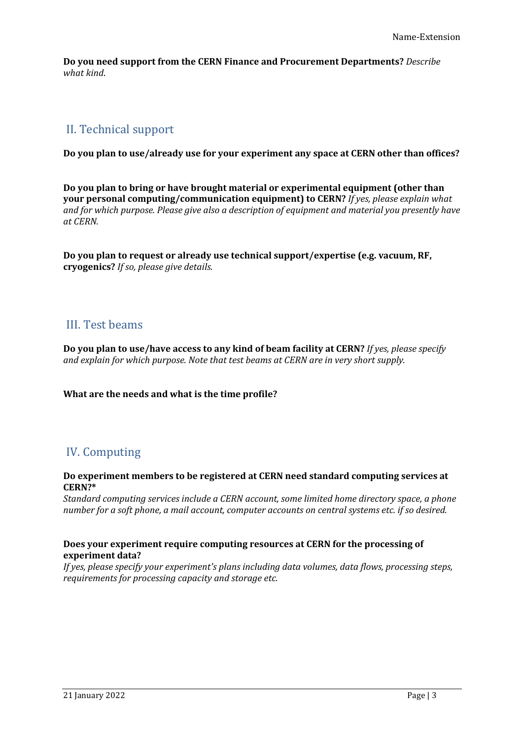**Do you need support from the CERN Finance and Procurement Departments?** *Describe what kind.*

## II. Technical support

**Do you plan to use/already use for your experiment any space at CERN other than offices?**

**Do you plan to bring or have brought material or experimental equipment (other than your personal computing/communication equipment) to CERN?** *If yes, please explain what and for which purpose. Please give also a description of equipment and material you presently have at CERN.*

**Do you plan to request or already use technical support/expertise (e.g. vacuum, RF, cryogenics?** *If so, please give details.*

## III. Test beams

**Do you plan to use/have access to any kind of beam facility at CERN?** *If yes, please specify and explain for which purpose. Note that test beams at CERN are in very short supply.*

**What are the needs and what is the time profile?**

## IV. Computing

**Do experiment members to be registered at CERN need standard computing services at CERN?***

*Standard computing services include a CERN account, some limited home directory space, a phone number for a soft phone, a mail account, computer accounts on central systems etc. if so desired.*

**Does your experiment require computing resources at CERN for the processing of experiment data?**

*If yes, please specify your experiment's plans including data volumes, data flows, processing steps, requirements for processing capacity and storage etc.*